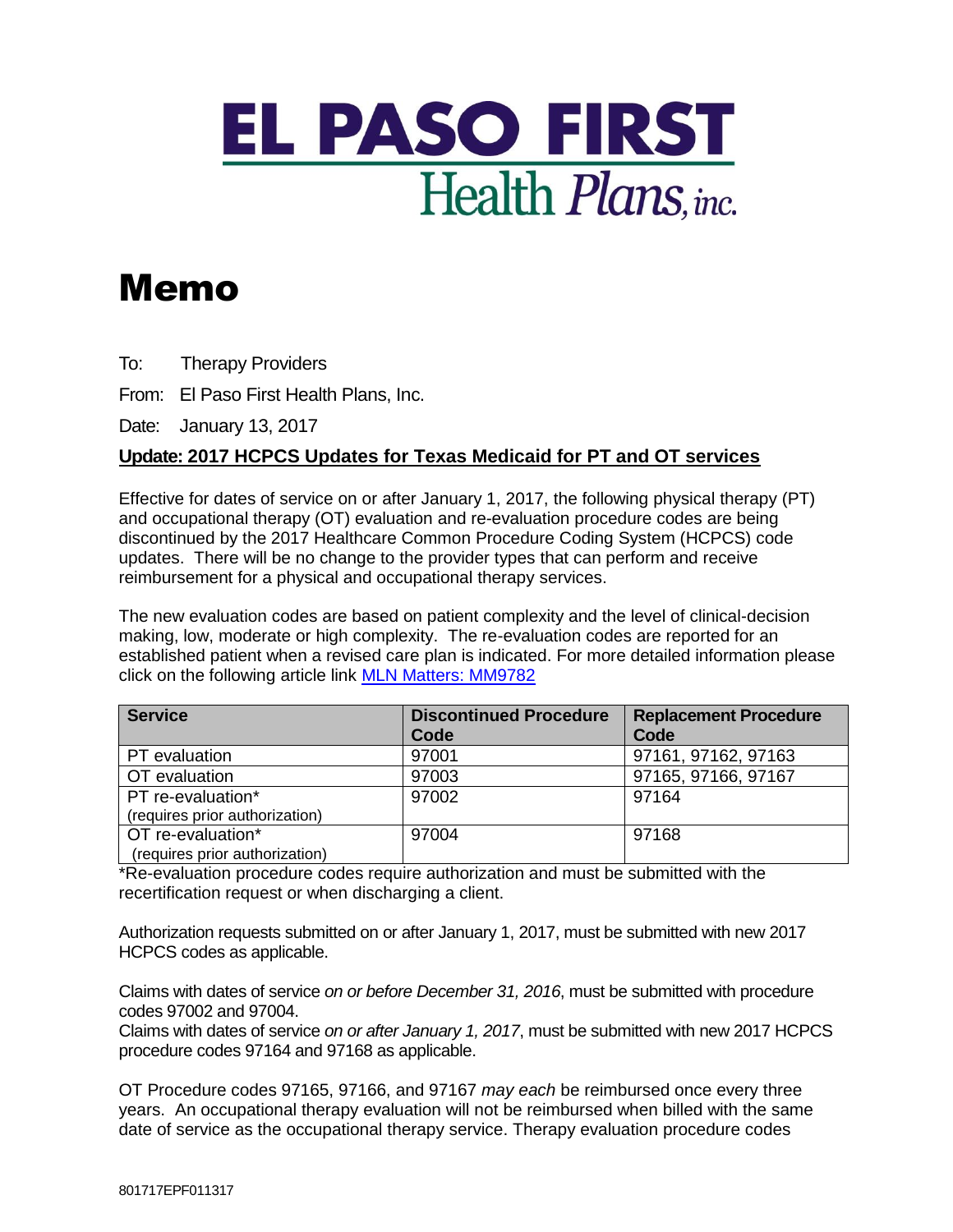# EL PASO FIRST Health Plans, inc.

# Memo

To: Therapy Providers

From: El Paso First Health Plans, Inc.

Date: January 13, 2017

**Update: 2017 HCPCS Updates for Texas Medicaid for PT and OT services**

Effective for dates of service on or after January 1, 2017, the following physical therapy (PT) and occupational therapy (OT) evaluation and re-evaluation procedure codes are being discontinued by the 2017 Healthcare Common Procedure Coding System (HCPCS) code updates. There will be no change to the provider types that can perform and receive reimbursement for a physical and occupational therapy services.

The new evaluation codes are based on patient complexity and the level of clinical-decision making, low, moderate or high complexity. The re-evaluation codes are reported for an established patient when a revised care plan is indicated. For more detailed information please click on the following article link MLN Matters: MM9782

| Service | Discontinued Procedure Code | Replacement Procedure Code |
|---|---|---|
| PT evaluation | 97001 | 97161, 97162, 97163 |
| OT evaluation | 97003 | 97165, 97166, 97167 |
| PT re-evaluation* (requires prior authorization) | 97002 | 97164 |
| OT re-evaluation* (requires prior authorization) | 97004 | 97168 |

*Re-evaluation procedure codes require authorization and must be submitted with the recertification request or when discharging a client.

Authorization requests submitted on or after January 1, 2017, must be submitted with new 2017 HCPCS codes as applicable.

Claims with dates of service *on or before December 31, 2016*, must be submitted with procedure codes 97002 and 97004.
Claims with dates of service *on or after January 1, 2017*, must be submitted with new 2017 HCPCS procedure codes 97164 and 97168 as applicable.

OT Procedure codes 97165, 97166, and 97167 *may each* be reimbursed once every three years. An occupational therapy evaluation will not be reimbursed when billed with the same date of service as the occupational therapy service. Therapy evaluation procedure codes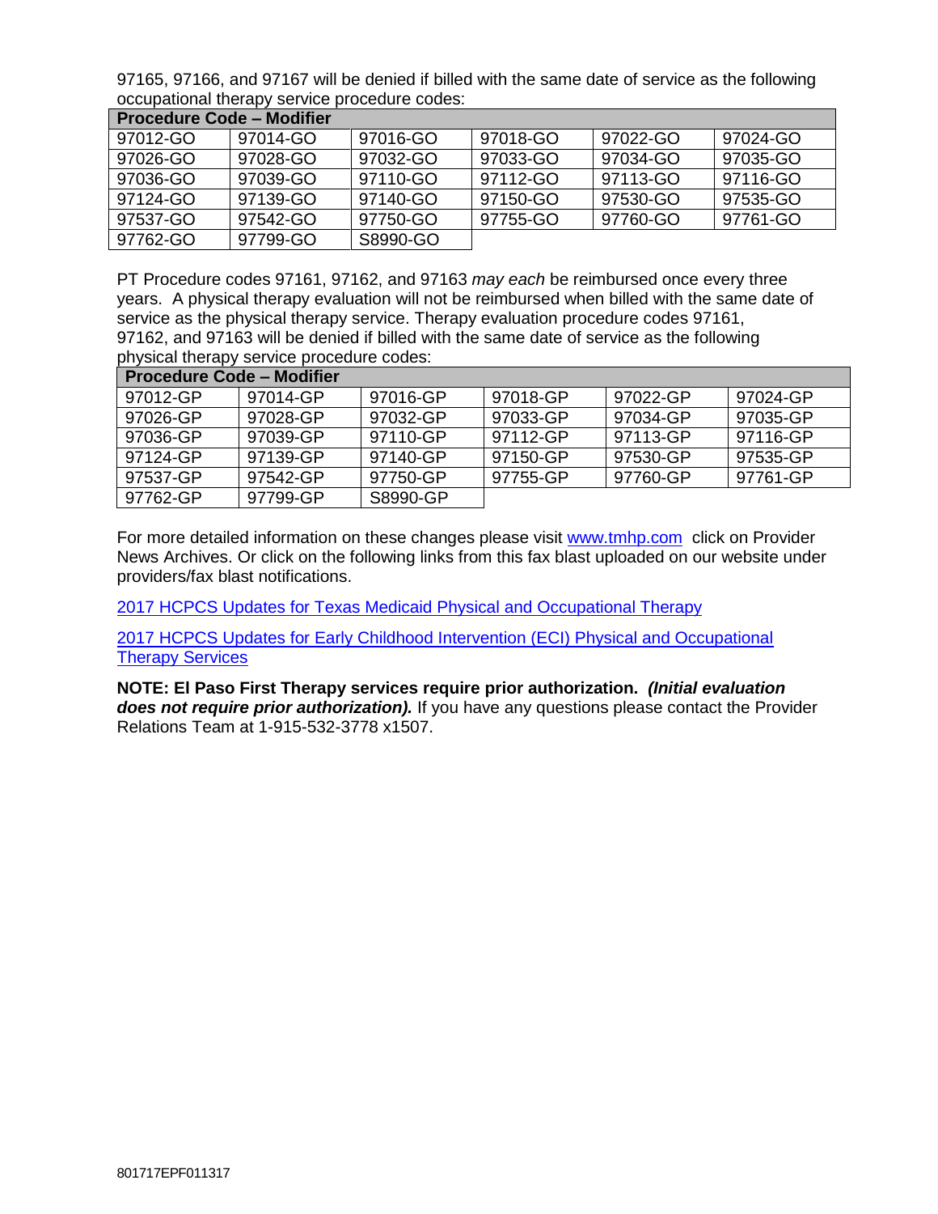97165, 97166, and 97167 will be denied if billed with the same date of service as the following occupational therapy service procedure codes:

| Procedure Code – Modifier | | | | | |
|---|---|---|---|---|---|
| 97012-GO | 97014-GO | 97016-GO | 97018-GO | 97022-GO | 97024-GO |
| 97026-GO | 97028-GO | 97032-GO | 97033-GO | 97034-GO | 97035-GO |
| 97036-GO | 97039-GO | 97110-GO | 97112-GO | 97113-GO | 97116-GO |
| 97124-GO | 97139-GO | 97140-GO | 97150-GO | 97530-GO | 97535-GO |
| 97537-GO | 97542-GO | 97750-GO | 97755-GO | 97760-GO | 97761-GO |
| 97762-GO | 97799-GO | S8990-GO | | | |

PT Procedure codes 97161, 97162, and 97163 *may each* be reimbursed once every three years. A physical therapy evaluation will not be reimbursed when billed with the same date of service as the physical therapy service. Therapy evaluation procedure codes 97161, 97162, and 97163 will be denied if billed with the same date of service as the following physical therapy service procedure codes:

| Procedure Code – Modifier | | | | | |
|---|---|---|---|---|---|
| 97012-GP | 97014-GP | 97016-GP | 97018-GP | 97022-GP | 97024-GP |
| 97026-GP | 97028-GP | 97032-GP | 97033-GP | 97034-GP | 97035-GP |
| 97036-GP | 97039-GP | 97110-GP | 97112-GP | 97113-GP | 97116-GP |
| 97124-GP | 97139-GP | 97140-GP | 97150-GP | 97530-GP | 97535-GP |
| 97537-GP | 97542-GP | 97750-GP | 97755-GP | 97760-GP | 97761-GP |
| 97762-GP | 97799-GP | S8990-GP | | | |

For more detailed information on these changes please visit www.tmhp.com click on Provider News Archives. Or click on the following links from this fax blast uploaded on our website under providers/fax blast notifications.

2017 HCPCS Updates for Texas Medicaid Physical and Occupational Therapy

2017 HCPCS Updates for Early Childhood Intervention (ECI) Physical and Occupational Therapy Services

**NOTE: El Paso First Therapy services require prior authorization.** ***(Initial evaluation does not require prior authorization).*** If you have any questions please contact the Provider Relations Team at 1-915-532-3778 x1507.

801717EPF011317